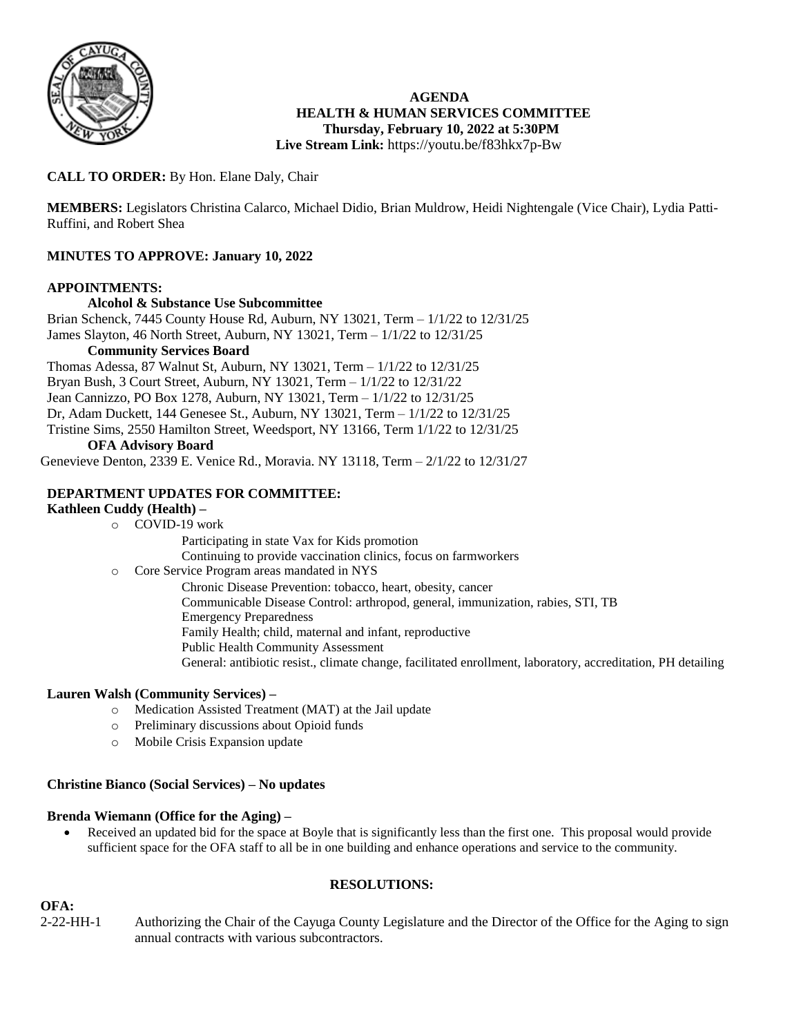# AGENDA
## HEALTH & HUMAN SERVICES COMMITTEE
### Thursday, February 10, 2022 at 5:30PM
**Live Stream Link:** https://youtu.be/f83hkx7p-Bw

**CALL TO ORDER:** By Hon. Elane Daly, Chair

**MEMBERS:** Legislators Christina Calarco, Michael Didio, Brian Muldrow, Heidi Nightengale (Vice Chair), Lydia Patti-Ruffini, and Robert Shea

**MINUTES TO APPROVE: January 10, 2022**

**APPOINTMENTS:**

**Alcohol & Substance Use Subcommittee**

Brian Schenck, 7445 County House Rd, Auburn, NY 13021, Term – 1/1/22 to 12/31/25
James Slayton, 46 North Street, Auburn, NY 13021, Term – 1/1/22 to 12/31/25

**Community Services Board**

Thomas Adessa, 87 Walnut St, Auburn, NY 13021, Term – 1/1/22 to 12/31/25
Bryan Bush, 3 Court Street, Auburn, NY 13021, Term – 1/1/22 to 12/31/22
Jean Cannizzo, PO Box 1278, Auburn, NY 13021, Term – 1/1/22 to 12/31/25
Dr, Adam Duckett, 144 Genesee St., Auburn, NY 13021, Term – 1/1/22 to 12/31/25
Tristine Sims, 2550 Hamilton Street, Weedsport, NY 13166, Term 1/1/22 to 12/31/25

**OFA Advisory Board**

Genevieve Denton, 2339 E. Venice Rd., Moravia. NY 13118, Term – 2/1/22 to 12/31/27

**DEPARTMENT UPDATES FOR COMMITTEE:**

**Kathleen Cuddy (Health) –**

- COVID-19 work
  - Participating in state Vax for Kids promotion
  - Continuing to provide vaccination clinics, focus on farmworkers
- Core Service Program areas mandated in NYS
  - Chronic Disease Prevention: tobacco, heart, obesity, cancer
  - Communicable Disease Control: arthropod, general, immunization, rabies, STI, TB
  - Emergency Preparedness
  - Family Health; child, maternal and infant, reproductive
  - Public Health Community Assessment
  - General: antibiotic resist., climate change, facilitated enrollment, laboratory, accreditation, PH detailing

**Lauren Walsh (Community Services) –**

- Medication Assisted Treatment (MAT) at the Jail update
- Preliminary discussions about Opioid funds
- Mobile Crisis Expansion update

**Christine Bianco (Social Services) – No updates**

**Brenda Wiemann (Office for the Aging) –**

- Received an updated bid for the space at Boyle that is significantly less than the first one. This proposal would provide sufficient space for the OFA staff to all be in one building and enhance operations and service to the community.

**RESOLUTIONS:**

**OFA:**

2-22-HH-1 Authorizing the Chair of the Cayuga County Legislature and the Director of the Office for the Aging to sign annual contracts with various subcontractors.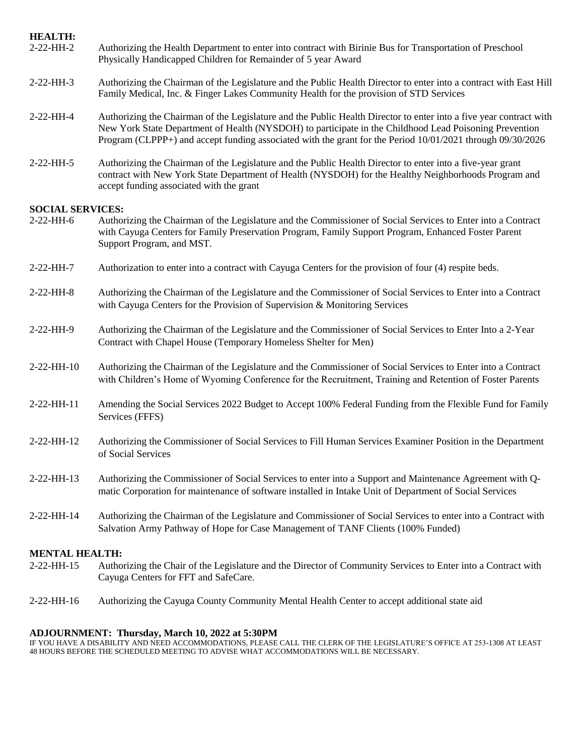**HEALTH:**

2-22-HH-2 Authorizing the Health Department to enter into contract with Birinie Bus for Transportation of Preschool Physically Handicapped Children for Remainder of 5 year Award

2-22-HH-3 Authorizing the Chairman of the Legislature and the Public Health Director to enter into a contract with East Hill Family Medical, Inc. & Finger Lakes Community Health for the provision of STD Services

2-22-HH-4 Authorizing the Chairman of the Legislature and the Public Health Director to enter into a five year contract with New York State Department of Health (NYSDOH) to participate in the Childhood Lead Poisoning Prevention Program (CLPPP+) and accept funding associated with the grant for the Period 10/01/2021 through 09/30/2026

2-22-HH-5 Authorizing the Chairman of the Legislature and the Public Health Director to enter into a five-year grant contract with New York State Department of Health (NYSDOH) for the Healthy Neighborhoods Program and accept funding associated with the grant

**SOCIAL SERVICES:**

2-22-HH-6 Authorizing the Chairman of the Legislature and the Commissioner of Social Services to Enter into a Contract with Cayuga Centers for Family Preservation Program, Family Support Program, Enhanced Foster Parent Support Program, and MST.

2-22-HH-7 Authorization to enter into a contract with Cayuga Centers for the provision of four (4) respite beds.

2-22-HH-8 Authorizing the Chairman of the Legislature and the Commissioner of Social Services to Enter into a Contract with Cayuga Centers for the Provision of Supervision & Monitoring Services

2-22-HH-9 Authorizing the Chairman of the Legislature and the Commissioner of Social Services to Enter Into a 2-Year Contract with Chapel House (Temporary Homeless Shelter for Men)

2-22-HH-10 Authorizing the Chairman of the Legislature and the Commissioner of Social Services to Enter into a Contract with Children's Home of Wyoming Conference for the Recruitment, Training and Retention of Foster Parents

2-22-HH-11 Amending the Social Services 2022 Budget to Accept 100% Federal Funding from the Flexible Fund for Family Services (FFFS)

2-22-HH-12 Authorizing the Commissioner of Social Services to Fill Human Services Examiner Position in the Department of Social Services

2-22-HH-13 Authorizing the Commissioner of Social Services to enter into a Support and Maintenance Agreement with Q-matic Corporation for maintenance of software installed in Intake Unit of Department of Social Services

2-22-HH-14 Authorizing the Chairman of the Legislature and Commissioner of Social Services to enter into a Contract with Salvation Army Pathway of Hope for Case Management of TANF Clients (100% Funded)

**MENTAL HEALTH:**

2-22-HH-15 Authorizing the Chair of the Legislature and the Director of Community Services to Enter into a Contract with Cayuga Centers for FFT and SafeCare.

2-22-HH-16 Authorizing the Cayuga County Community Mental Health Center to accept additional state aid

**ADJOURNMENT: Thursday, March 10, 2022 at 5:30PM**

IF YOU HAVE A DISABILITY AND NEED ACCOMMODATIONS, PLEASE CALL THE CLERK OF THE LEGISLATURE'S OFFICE AT 253-1308 AT LEAST 48 HOURS BEFORE THE SCHEDULED MEETING TO ADVISE WHAT ACCOMMODATIONS WILL BE NECESSARY.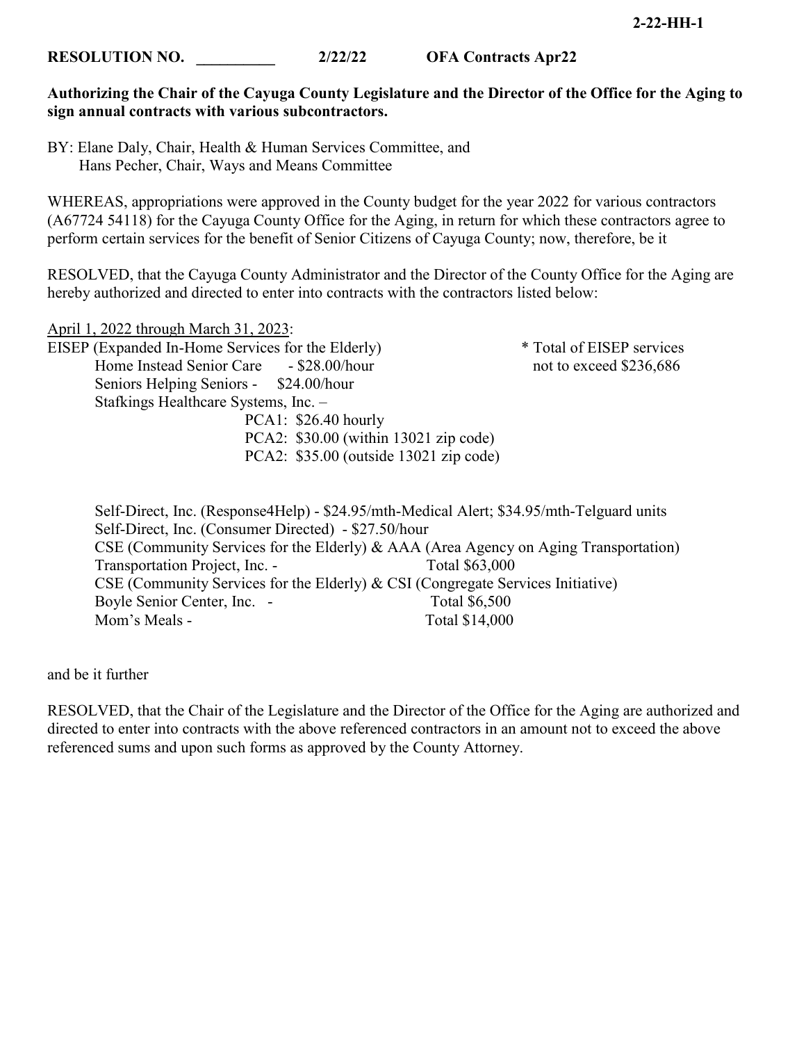2-22-HH-1

**RESOLUTION NO. __________ 2/22/22 OFA Contracts Apr22**

**Authorizing the Chair of the Cayuga County Legislature and the Director of the Office for the Aging to sign annual contracts with various subcontractors.**

BY: Elane Daly, Chair, Health & Human Services Committee, and
Hans Pecher, Chair, Ways and Means Committee

WHEREAS, appropriations were approved in the County budget for the year 2022 for various contractors (A67724 54118) for the Cayuga County Office for the Aging, in return for which these contractors agree to perform certain services for the benefit of Senior Citizens of Cayuga County; now, therefore, be it

RESOLVED, that the Cayuga County Administrator and the Director of the County Office for the Aging are hereby authorized and directed to enter into contracts with the contractors listed below:

April 1, 2022 through March 31, 2023:

EISEP (Expanded In-Home Services for the Elderly) — * Total of EISEP services not to exceed $236,686

- Home Instead Senior Care - $28.00/hour
- Seniors Helping Seniors - $24.00/hour
- Stafkings Healthcare Systems, Inc. –
  - PCA1: $26.40 hourly
  - PCA2: $30.00 (within 13021 zip code)
  - PCA2: $35.00 (outside 13021 zip code)

Self-Direct, Inc. (Response4Help) - $24.95/mth-Medical Alert; $34.95/mth-Telguard units
Self-Direct, Inc. (Consumer Directed) - $27.50/hour
CSE (Community Services for the Elderly) & AAA (Area Agency on Aging Transportation)
Transportation Project, Inc. - Total $63,000
CSE (Community Services for the Elderly) & CSI (Congregate Services Initiative)
Boyle Senior Center, Inc. - Total $6,500
Mom's Meals - Total $14,000

and be it further

RESOLVED, that the Chair of the Legislature and the Director of the Office for the Aging are authorized and directed to enter into contracts with the above referenced contractors in an amount not to exceed the above referenced sums and upon such forms as approved by the County Attorney.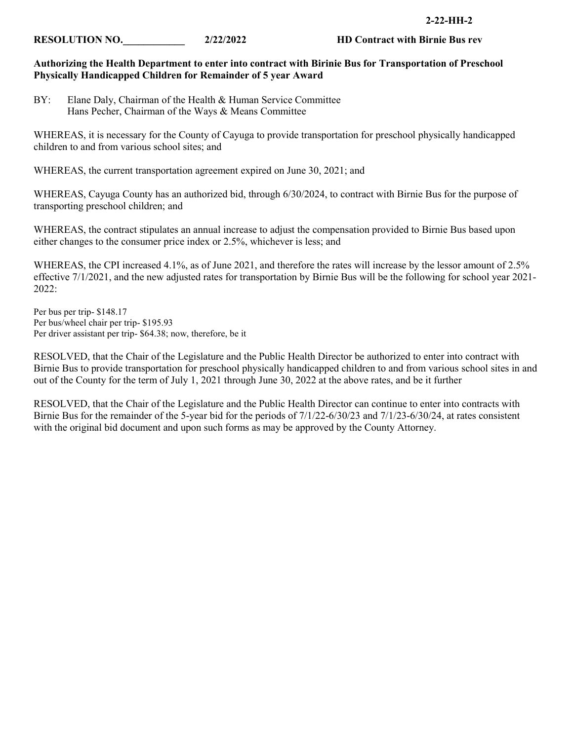**2-22-HH-2**

**RESOLUTION NO.____________ 2/22/2022 HD Contract with Birnie Bus rev**

**Authorizing the Health Department to enter into contract with Birinie Bus for Transportation of Preschool Physically Handicapped Children for Remainder of 5 year Award**

BY: Elane Daly, Chairman of the Health & Human Service Committee
Hans Pecher, Chairman of the Ways & Means Committee

WHEREAS, it is necessary for the County of Cayuga to provide transportation for preschool physically handicapped children to and from various school sites; and

WHEREAS, the current transportation agreement expired on June 30, 2021; and

WHEREAS, Cayuga County has an authorized bid, through 6/30/2024, to contract with Birnie Bus for the purpose of transporting preschool children; and

WHEREAS, the contract stipulates an annual increase to adjust the compensation provided to Birnie Bus based upon either changes to the consumer price index or 2.5%, whichever is less; and

WHEREAS, the CPI increased 4.1%, as of June 2021, and therefore the rates will increase by the lessor amount of 2.5% effective 7/1/2021, and the new adjusted rates for transportation by Birnie Bus will be the following for school year 2021-2022:

Per bus per trip- $148.17
Per bus/wheel chair per trip- $195.93
Per driver assistant per trip- $64.38; now, therefore, be it

RESOLVED, that the Chair of the Legislature and the Public Health Director be authorized to enter into contract with Birnie Bus to provide transportation for preschool physically handicapped children to and from various school sites in and out of the County for the term of July 1, 2021 through June 30, 2022 at the above rates, and be it further

RESOLVED, that the Chair of the Legislature and the Public Health Director can continue to enter into contracts with Birnie Bus for the remainder of the 5-year bid for the periods of 7/1/22-6/30/23 and 7/1/23-6/30/24, at rates consistent with the original bid document and upon such forms as may be approved by the County Attorney.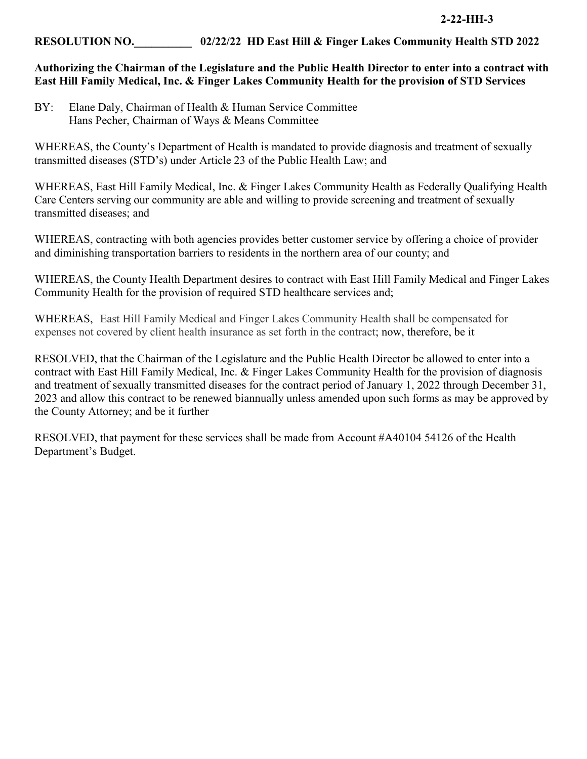**2-22-HH-3**

**RESOLUTION NO.__________ 02/22/22 HD East Hill & Finger Lakes Community Health STD 2022**

**Authorizing the Chairman of the Legislature and the Public Health Director to enter into a contract with East Hill Family Medical, Inc. & Finger Lakes Community Health for the provision of STD Services**

BY: Elane Daly, Chairman of Health & Human Service Committee
Hans Pecher, Chairman of Ways & Means Committee

WHEREAS, the County's Department of Health is mandated to provide diagnosis and treatment of sexually transmitted diseases (STD's) under Article 23 of the Public Health Law; and

WHEREAS, East Hill Family Medical, Inc. & Finger Lakes Community Health as Federally Qualifying Health Care Centers serving our community are able and willing to provide screening and treatment of sexually transmitted diseases; and

WHEREAS, contracting with both agencies provides better customer service by offering a choice of provider and diminishing transportation barriers to residents in the northern area of our county; and

WHEREAS, the County Health Department desires to contract with East Hill Family Medical and Finger Lakes Community Health for the provision of required STD healthcare services and;

WHEREAS, East Hill Family Medical and Finger Lakes Community Health shall be compensated for expenses not covered by client health insurance as set forth in the contract; now, therefore, be it

RESOLVED, that the Chairman of the Legislature and the Public Health Director be allowed to enter into a contract with East Hill Family Medical, Inc. & Finger Lakes Community Health for the provision of diagnosis and treatment of sexually transmitted diseases for the contract period of January 1, 2022 through December 31, 2023 and allow this contract to be renewed biannually unless amended upon such forms as may be approved by the County Attorney; and be it further

RESOLVED, that payment for these services shall be made from Account #A40104 54126 of the Health Department's Budget.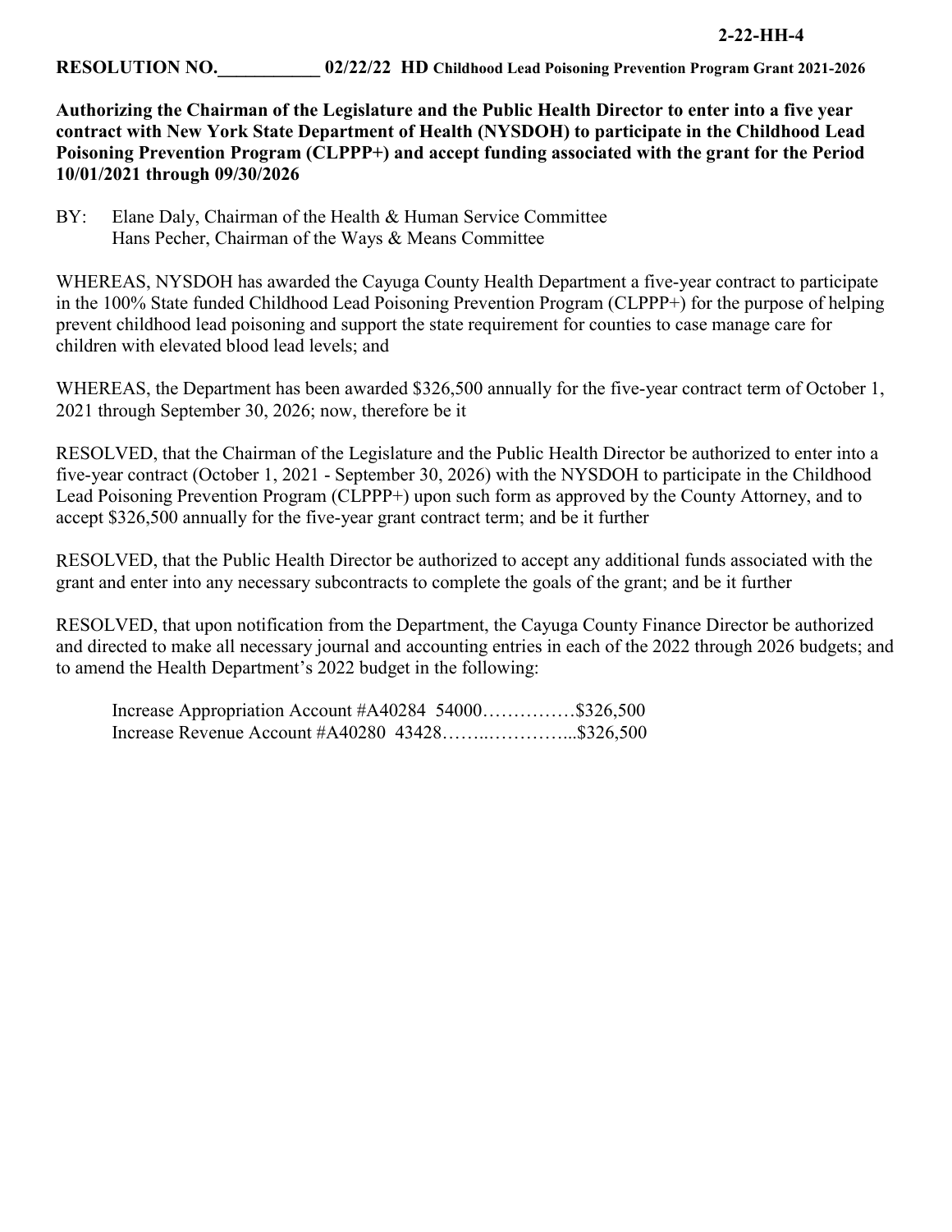2-22-HH-4

**RESOLUTION NO.___________ 02/22/22 HD Childhood Lead Poisoning Prevention Program Grant 2021-2026**

**Authorizing the Chairman of the Legislature and the Public Health Director to enter into a five year contract with New York State Department of Health (NYSDOH) to participate in the Childhood Lead Poisoning Prevention Program (CLPPP+) and accept funding associated with the grant for the Period 10/01/2021 through 09/30/2026**

BY: Elane Daly, Chairman of the Health & Human Service Committee
Hans Pecher, Chairman of the Ways & Means Committee

WHEREAS, NYSDOH has awarded the Cayuga County Health Department a five-year contract to participate in the 100% State funded Childhood Lead Poisoning Prevention Program (CLPPP+) for the purpose of helping prevent childhood lead poisoning and support the state requirement for counties to case manage care for children with elevated blood lead levels; and

WHEREAS, the Department has been awarded $326,500 annually for the five-year contract term of October 1, 2021 through September 30, 2026; now, therefore be it

RESOLVED, that the Chairman of the Legislature and the Public Health Director be authorized to enter into a five-year contract (October 1, 2021 - September 30, 2026) with the NYSDOH to participate in the Childhood Lead Poisoning Prevention Program (CLPPP+) upon such form as approved by the County Attorney, and to accept $326,500 annually for the five-year grant contract term; and be it further

RESOLVED, that the Public Health Director be authorized to accept any additional funds associated with the grant and enter into any necessary subcontracts to complete the goals of the grant; and be it further

RESOLVED, that upon notification from the Department, the Cayuga County Finance Director be authorized and directed to make all necessary journal and accounting entries in each of the 2022 through 2026 budgets; and to amend the Health Department's 2022 budget in the following:

Increase Appropriation Account #A40284 54000……………$326,500
Increase Revenue Account #A40280 43428……..…………...$326,500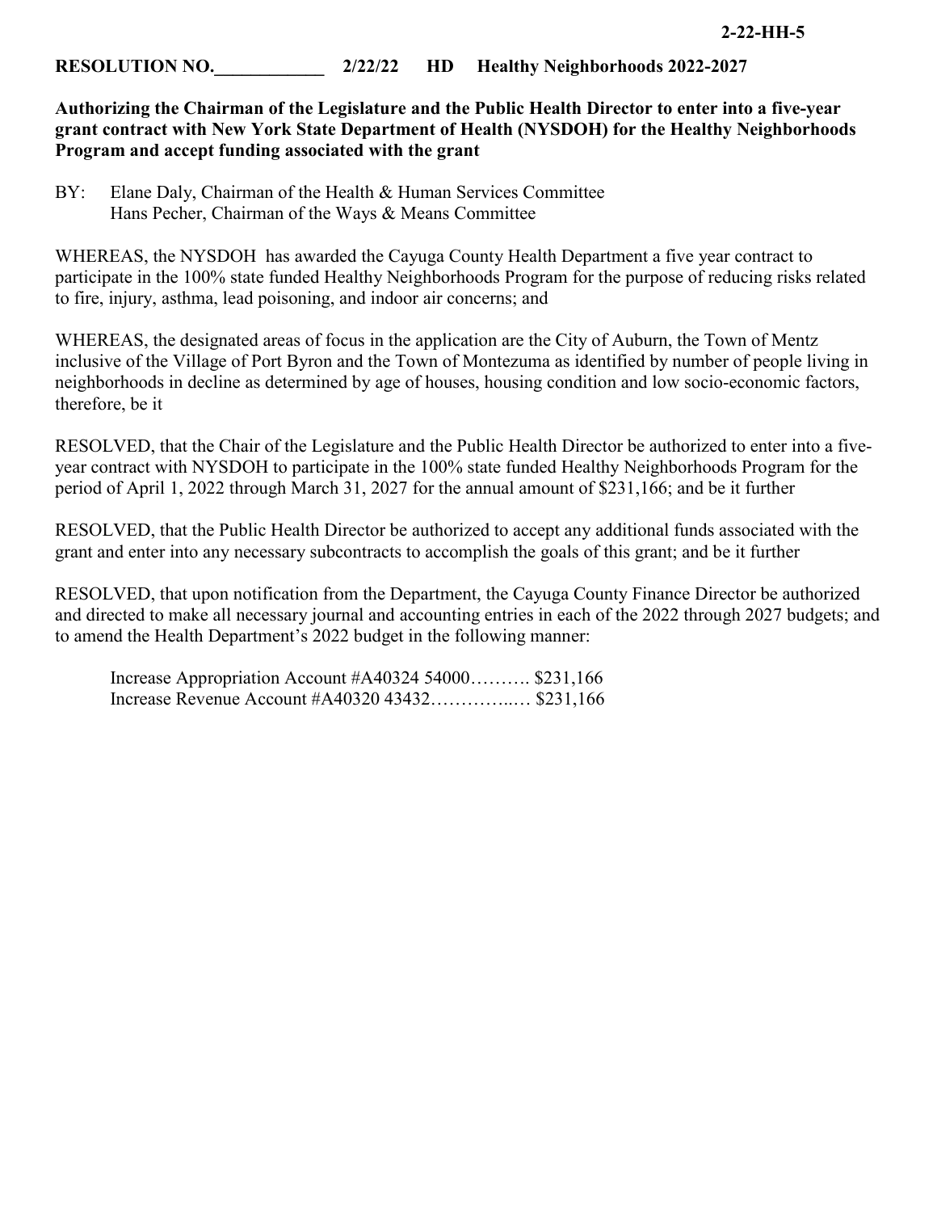**2-22-HH-5**

**RESOLUTION NO.____________ 2/22/22 HD Healthy Neighborhoods 2022-2027**

**Authorizing the Chairman of the Legislature and the Public Health Director to enter into a five-year grant contract with New York State Department of Health (NYSDOH) for the Healthy Neighborhoods Program and accept funding associated with the grant**

BY: Elane Daly, Chairman of the Health & Human Services Committee
Hans Pecher, Chairman of the Ways & Means Committee

WHEREAS, the NYSDOH has awarded the Cayuga County Health Department a five year contract to participate in the 100% state funded Healthy Neighborhoods Program for the purpose of reducing risks related to fire, injury, asthma, lead poisoning, and indoor air concerns; and

WHEREAS, the designated areas of focus in the application are the City of Auburn, the Town of Mentz inclusive of the Village of Port Byron and the Town of Montezuma as identified by number of people living in neighborhoods in decline as determined by age of houses, housing condition and low socio-economic factors, therefore, be it

RESOLVED, that the Chair of the Legislature and the Public Health Director be authorized to enter into a five-year contract with NYSDOH to participate in the 100% state funded Healthy Neighborhoods Program for the period of April 1, 2022 through March 31, 2027 for the annual amount of $231,166; and be it further

RESOLVED, that the Public Health Director be authorized to accept any additional funds associated with the grant and enter into any necessary subcontracts to accomplish the goals of this grant; and be it further

RESOLVED, that upon notification from the Department, the Cayuga County Finance Director be authorized and directed to make all necessary journal and accounting entries in each of the 2022 through 2027 budgets; and to amend the Health Department's 2022 budget in the following manner:

Increase Appropriation Account #A40324 54000………. $231,166
Increase Revenue Account #A40320 43432…………..… $231,166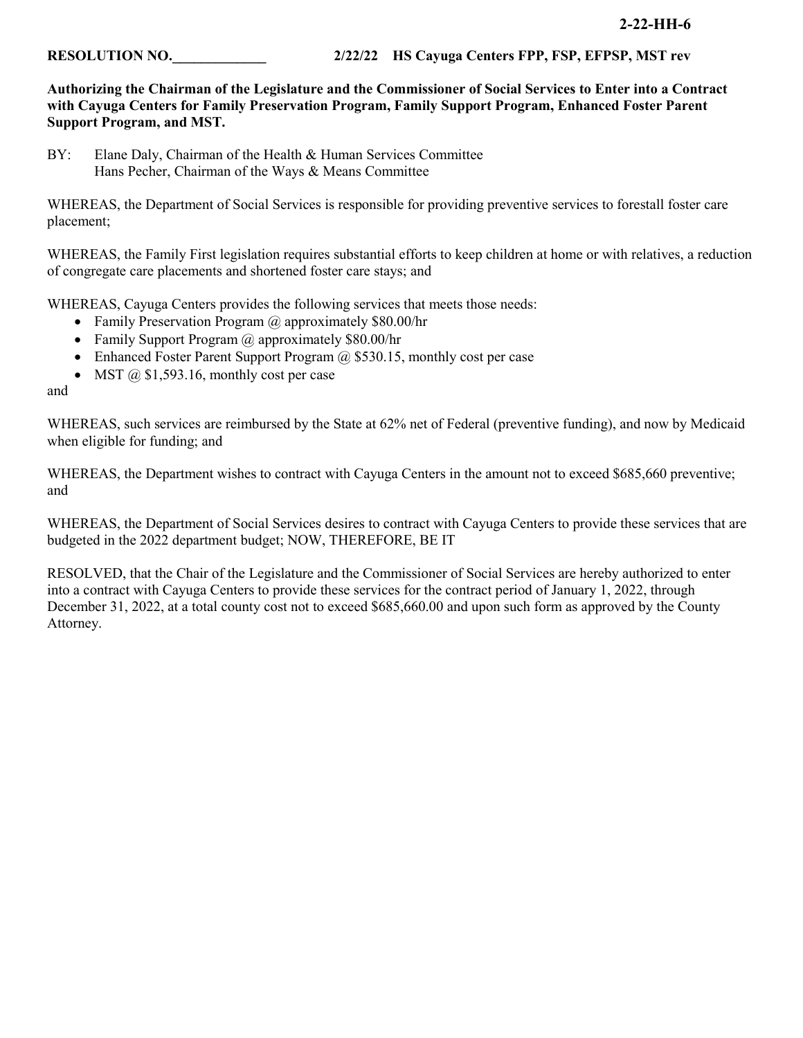**2-22-HH-6**

**RESOLUTION NO.\_\_\_\_\_\_\_\_\_\_\_\_\_ 2/22/22 HS Cayuga Centers FPP, FSP, EFPSP, MST rev**

**Authorizing the Chairman of the Legislature and the Commissioner of Social Services to Enter into a Contract with Cayuga Centers for Family Preservation Program, Family Support Program, Enhanced Foster Parent Support Program, and MST.**

BY: Elane Daly, Chairman of the Health & Human Services Committee
Hans Pecher, Chairman of the Ways & Means Committee

WHEREAS, the Department of Social Services is responsible for providing preventive services to forestall foster care placement;

WHEREAS, the Family First legislation requires substantial efforts to keep children at home or with relatives, a reduction of congregate care placements and shortened foster care stays; and

WHEREAS, Cayuga Centers provides the following services that meets those needs:

- Family Preservation Program @ approximately $80.00/hr
- Family Support Program @ approximately $80.00/hr
- Enhanced Foster Parent Support Program @ $530.15, monthly cost per case
- MST @ $1,593.16, monthly cost per case

and

WHEREAS, such services are reimbursed by the State at 62% net of Federal (preventive funding), and now by Medicaid when eligible for funding; and

WHEREAS, the Department wishes to contract with Cayuga Centers in the amount not to exceed $685,660 preventive; and

WHEREAS, the Department of Social Services desires to contract with Cayuga Centers to provide these services that are budgeted in the 2022 department budget; NOW, THEREFORE, BE IT

RESOLVED, that the Chair of the Legislature and the Commissioner of Social Services are hereby authorized to enter into a contract with Cayuga Centers to provide these services for the contract period of January 1, 2022, through December 31, 2022, at a total county cost not to exceed $685,660.00 and upon such form as approved by the County Attorney.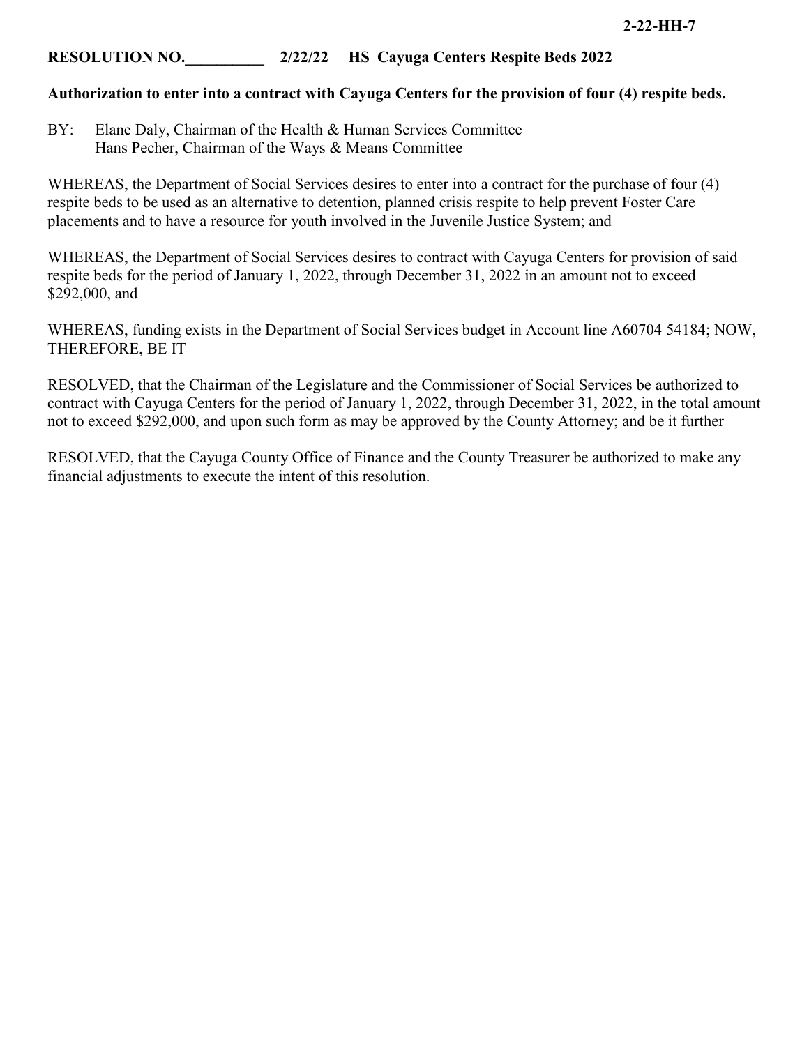2-22-HH-7

**RESOLUTION NO.__________ 2/22/22 HS Cayuga Centers Respite Beds 2022**

**Authorization to enter into a contract with Cayuga Centers for the provision of four (4) respite beds.**

BY: Elane Daly, Chairman of the Health & Human Services Committee
Hans Pecher, Chairman of the Ways & Means Committee

WHEREAS, the Department of Social Services desires to enter into a contract for the purchase of four (4) respite beds to be used as an alternative to detention, planned crisis respite to help prevent Foster Care placements and to have a resource for youth involved in the Juvenile Justice System; and

WHEREAS, the Department of Social Services desires to contract with Cayuga Centers for provision of said respite beds for the period of January 1, 2022, through December 31, 2022 in an amount not to exceed $292,000, and

WHEREAS, funding exists in the Department of Social Services budget in Account line A60704 54184; NOW, THEREFORE, BE IT

RESOLVED, that the Chairman of the Legislature and the Commissioner of Social Services be authorized to contract with Cayuga Centers for the period of January 1, 2022, through December 31, 2022, in the total amount not to exceed $292,000, and upon such form as may be approved by the County Attorney; and be it further

RESOLVED, that the Cayuga County Office of Finance and the County Treasurer be authorized to make any financial adjustments to execute the intent of this resolution.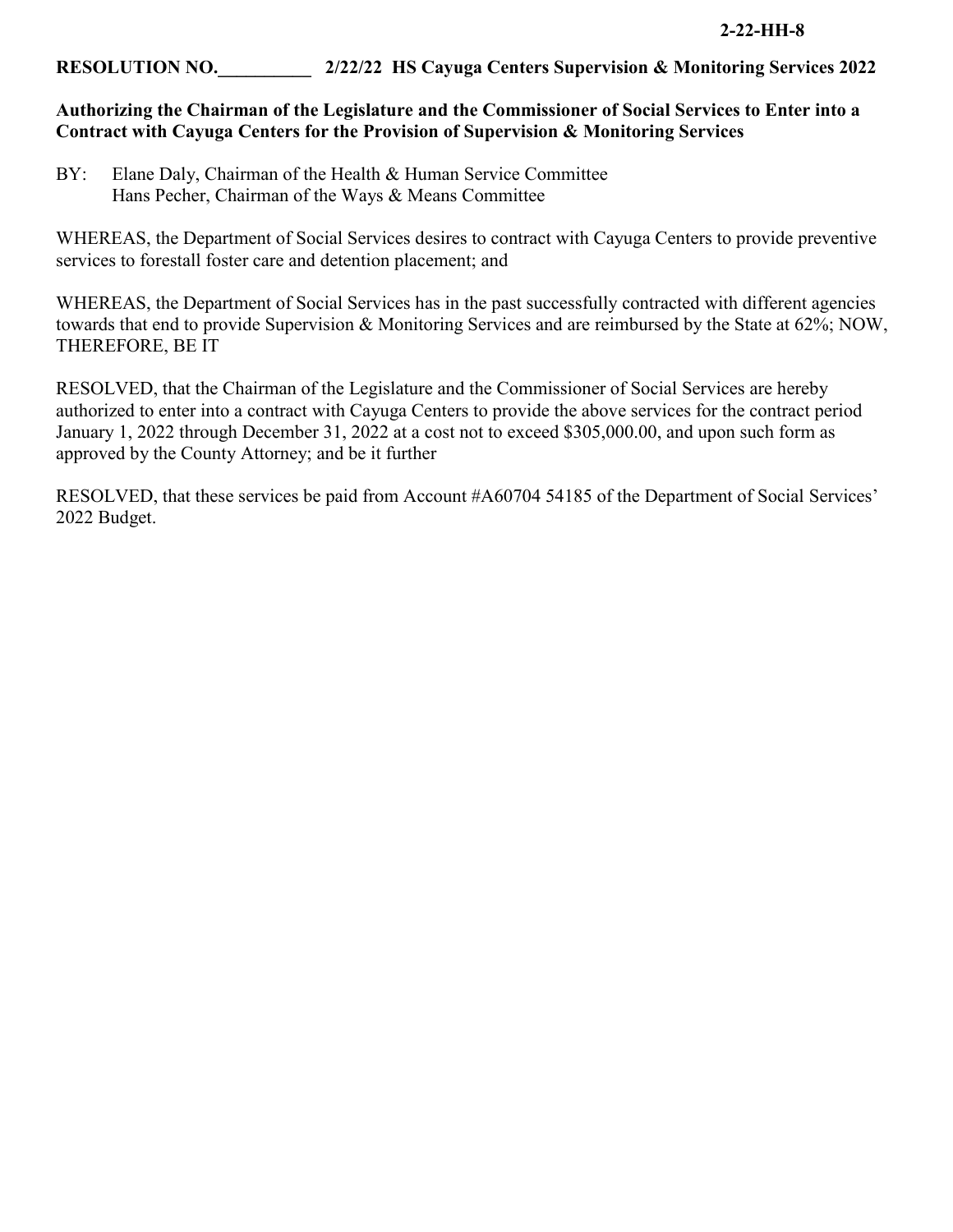**2-22-HH-8**

**RESOLUTION NO.\_\_\_\_\_\_\_\_\_\_ 2/22/22 HS Cayuga Centers Supervision & Monitoring Services 2022**

**Authorizing the Chairman of the Legislature and the Commissioner of Social Services to Enter into a Contract with Cayuga Centers for the Provision of Supervision & Monitoring Services**

BY: Elane Daly, Chairman of the Health & Human Service Committee
Hans Pecher, Chairman of the Ways & Means Committee

WHEREAS, the Department of Social Services desires to contract with Cayuga Centers to provide preventive services to forestall foster care and detention placement; and

WHEREAS, the Department of Social Services has in the past successfully contracted with different agencies towards that end to provide Supervision & Monitoring Services and are reimbursed by the State at 62%; NOW, THEREFORE, BE IT

RESOLVED, that the Chairman of the Legislature and the Commissioner of Social Services are hereby authorized to enter into a contract with Cayuga Centers to provide the above services for the contract period January 1, 2022 through December 31, 2022 at a cost not to exceed $305,000.00, and upon such form as approved by the County Attorney; and be it further

RESOLVED, that these services be paid from Account #A60704 54185 of the Department of Social Services' 2022 Budget.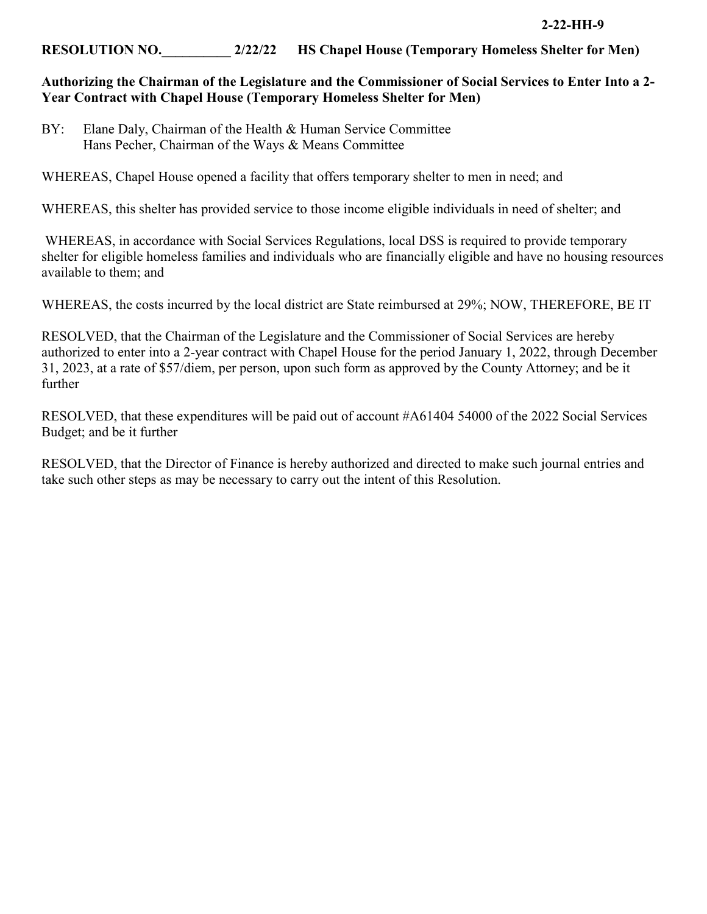**2-22-HH-9**

**RESOLUTION NO.__________ 2/22/22 HS Chapel House (Temporary Homeless Shelter for Men)**

**Authorizing the Chairman of the Legislature and the Commissioner of Social Services to Enter Into a 2-Year Contract with Chapel House (Temporary Homeless Shelter for Men)**

BY: Elane Daly, Chairman of the Health & Human Service Committee
Hans Pecher, Chairman of the Ways & Means Committee

WHEREAS, Chapel House opened a facility that offers temporary shelter to men in need; and

WHEREAS, this shelter has provided service to those income eligible individuals in need of shelter; and

WHEREAS, in accordance with Social Services Regulations, local DSS is required to provide temporary shelter for eligible homeless families and individuals who are financially eligible and have no housing resources available to them; and

WHEREAS, the costs incurred by the local district are State reimbursed at 29%; NOW, THEREFORE, BE IT

RESOLVED, that the Chairman of the Legislature and the Commissioner of Social Services are hereby authorized to enter into a 2-year contract with Chapel House for the period January 1, 2022, through December 31, 2023, at a rate of $57/diem, per person, upon such form as approved by the County Attorney; and be it further

RESOLVED, that these expenditures will be paid out of account #A61404 54000 of the 2022 Social Services Budget; and be it further

RESOLVED, that the Director of Finance is hereby authorized and directed to make such journal entries and take such other steps as may be necessary to carry out the intent of this Resolution.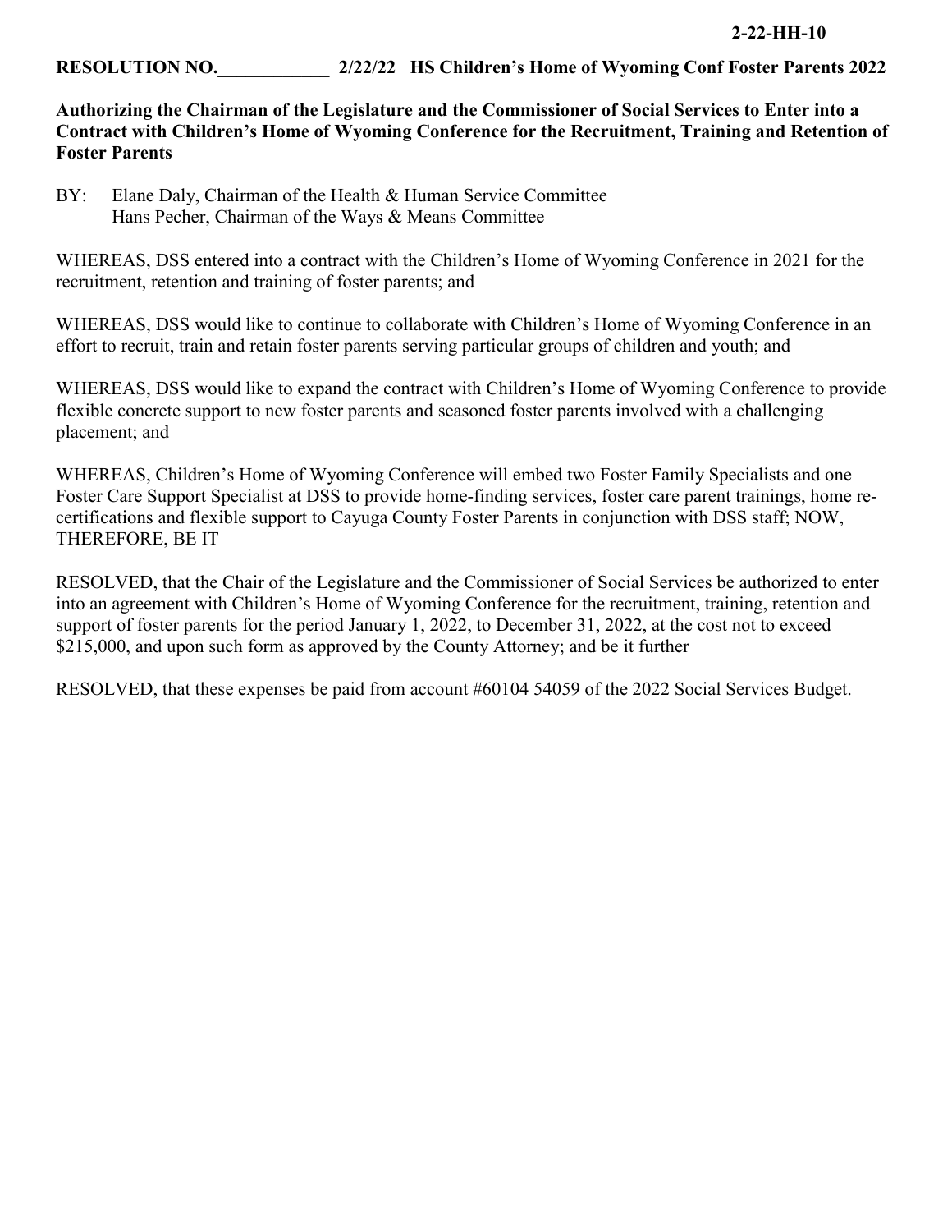**2-22-HH-10**

**RESOLUTION NO.____________ 2/22/22 HS Children's Home of Wyoming Conf Foster Parents 2022**

**Authorizing the Chairman of the Legislature and the Commissioner of Social Services to Enter into a Contract with Children's Home of Wyoming Conference for the Recruitment, Training and Retention of Foster Parents**

BY: Elane Daly, Chairman of the Health & Human Service Committee
Hans Pecher, Chairman of the Ways & Means Committee

WHEREAS, DSS entered into a contract with the Children's Home of Wyoming Conference in 2021 for the recruitment, retention and training of foster parents; and

WHEREAS, DSS would like to continue to collaborate with Children's Home of Wyoming Conference in an effort to recruit, train and retain foster parents serving particular groups of children and youth; and

WHEREAS, DSS would like to expand the contract with Children's Home of Wyoming Conference to provide flexible concrete support to new foster parents and seasoned foster parents involved with a challenging placement; and

WHEREAS, Children's Home of Wyoming Conference will embed two Foster Family Specialists and one Foster Care Support Specialist at DSS to provide home-finding services, foster care parent trainings, home re-certifications and flexible support to Cayuga County Foster Parents in conjunction with DSS staff; NOW, THEREFORE, BE IT

RESOLVED, that the Chair of the Legislature and the Commissioner of Social Services be authorized to enter into an agreement with Children's Home of Wyoming Conference for the recruitment, training, retention and support of foster parents for the period January 1, 2022, to December 31, 2022, at the cost not to exceed $215,000, and upon such form as approved by the County Attorney; and be it further

RESOLVED, that these expenses be paid from account #60104 54059 of the 2022 Social Services Budget.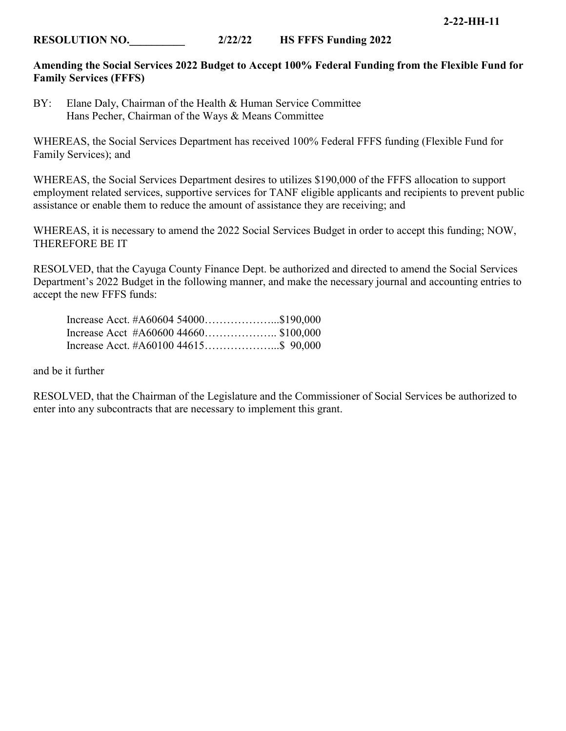**2-22-HH-11**

**RESOLUTION NO.__________ 2/22/22 HS FFFS Funding 2022**

**Amending the Social Services 2022 Budget to Accept 100% Federal Funding from the Flexible Fund for Family Services (FFFS)**

BY: Elane Daly, Chairman of the Health & Human Service Committee
Hans Pecher, Chairman of the Ways & Means Committee

WHEREAS, the Social Services Department has received 100% Federal FFFS funding (Flexible Fund for Family Services); and

WHEREAS, the Social Services Department desires to utilizes $190,000 of the FFFS allocation to support employment related services, supportive services for TANF eligible applicants and recipients to prevent public assistance or enable them to reduce the amount of assistance they are receiving; and

WHEREAS, it is necessary to amend the 2022 Social Services Budget in order to accept this funding; NOW, THEREFORE BE IT

RESOLVED, that the Cayuga County Finance Dept. be authorized and directed to amend the Social Services Department's 2022 Budget in the following manner, and make the necessary journal and accounting entries to accept the new FFFS funds:

Increase Acct. #A60604 54000………………...$190,000
Increase Acct #A60600 44660……………….. $100,000
Increase Acct. #A60100 44615………………...$ 90,000

and be it further

RESOLVED, that the Chairman of the Legislature and the Commissioner of Social Services be authorized to enter into any subcontracts that are necessary to implement this grant.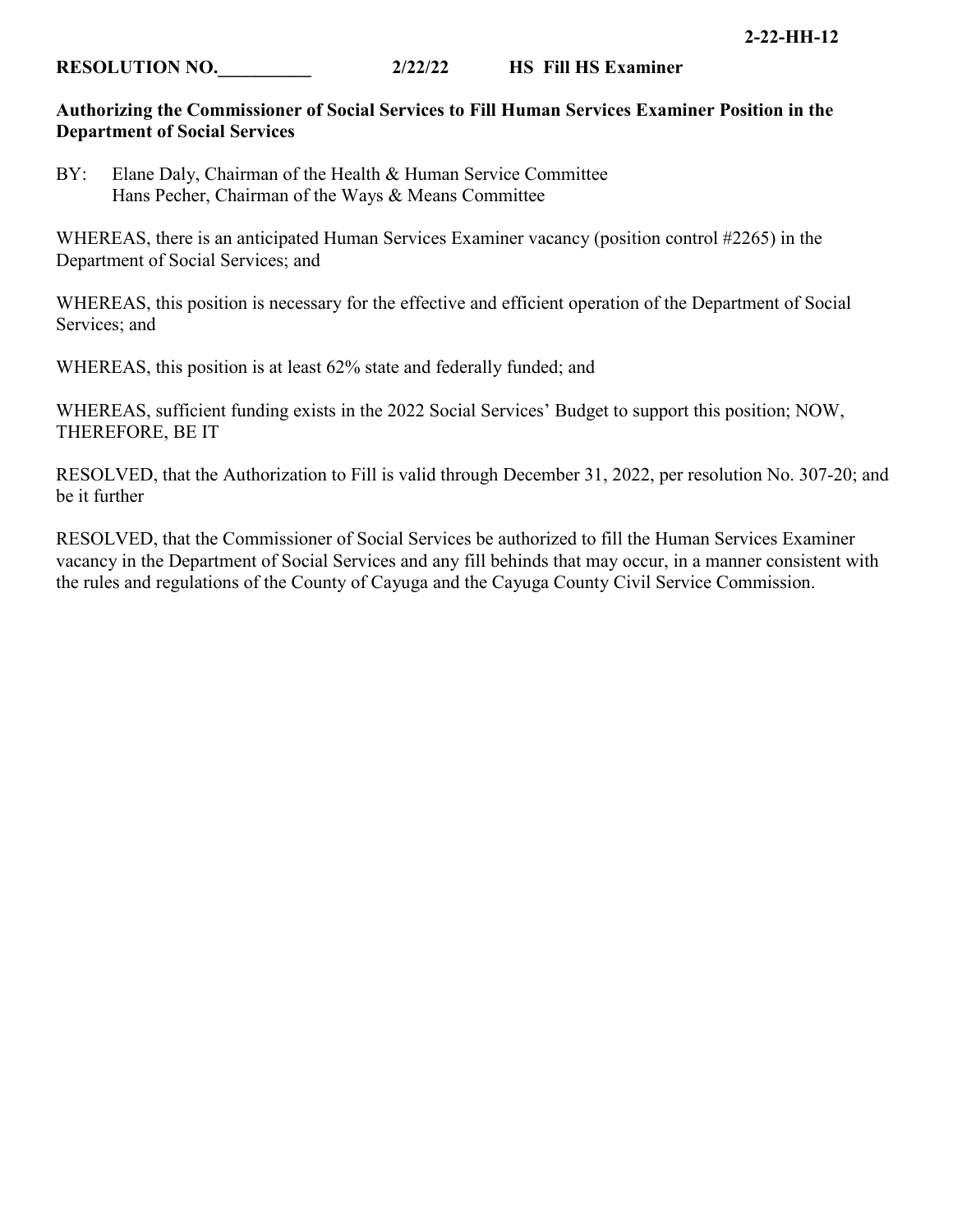**2-22-HH-12**

**RESOLUTION NO.__________ 2/22/22 HS Fill HS Examiner**

**Authorizing the Commissioner of Social Services to Fill Human Services Examiner Position in the Department of Social Services**

BY: Elane Daly, Chairman of the Health & Human Service Committee
Hans Pecher, Chairman of the Ways & Means Committee

WHEREAS, there is an anticipated Human Services Examiner vacancy (position control #2265) in the Department of Social Services; and

WHEREAS, this position is necessary for the effective and efficient operation of the Department of Social Services; and

WHEREAS, this position is at least 62% state and federally funded; and

WHEREAS, sufficient funding exists in the 2022 Social Services' Budget to support this position; NOW, THEREFORE, BE IT

RESOLVED, that the Authorization to Fill is valid through December 31, 2022, per resolution No. 307-20; and be it further

RESOLVED, that the Commissioner of Social Services be authorized to fill the Human Services Examiner vacancy in the Department of Social Services and any fill behinds that may occur, in a manner consistent with the rules and regulations of the County of Cayuga and the Cayuga County Civil Service Commission.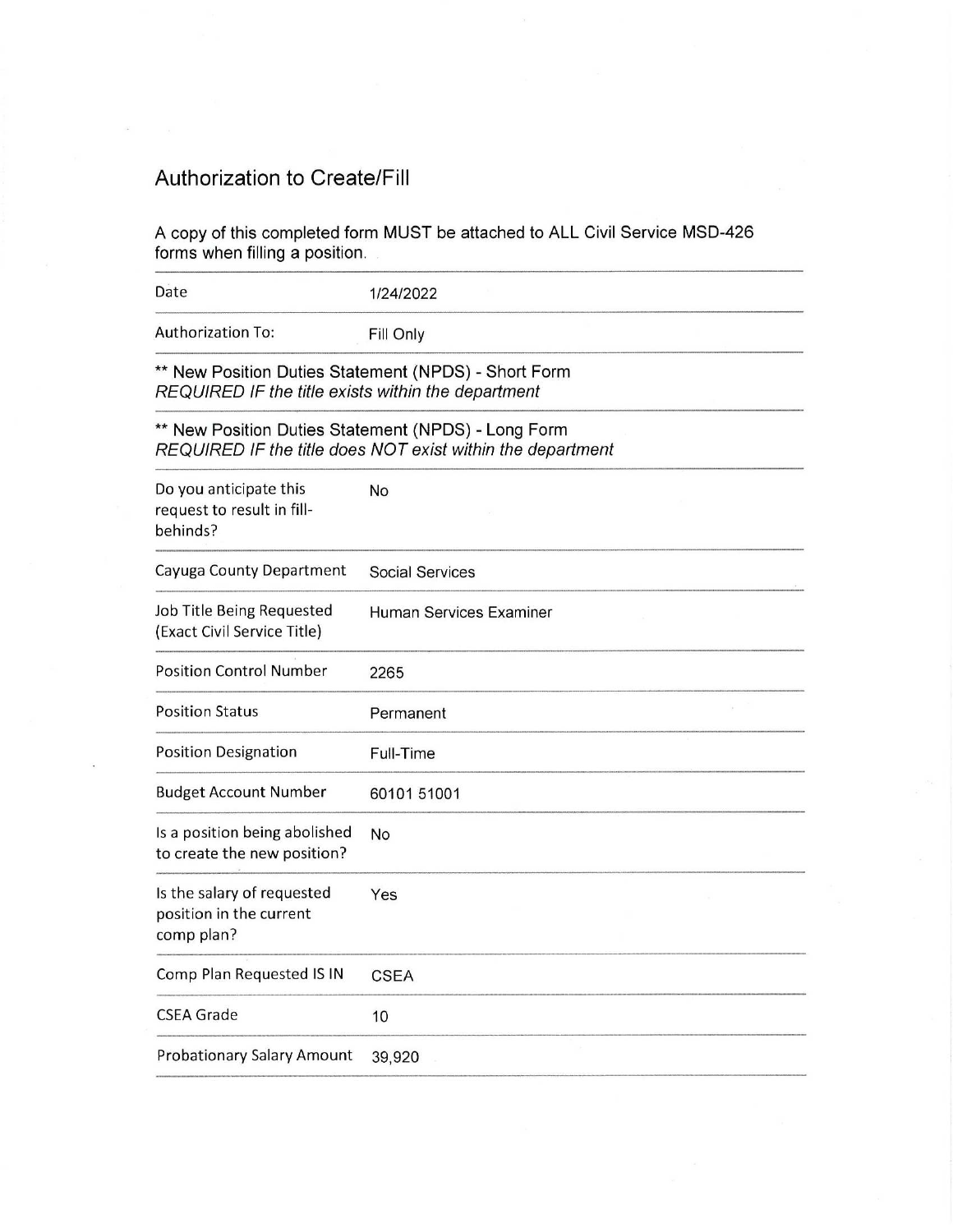## Authorization to Create/Fill

A copy of this completed form MUST be attached to ALL Civil Service MSD-426 forms when filling a position.

| | |
|---|---|
| Date | 1/24/2022 |
| Authorization To: | Fill Only |

** New Position Duties Statement (NPDS) - Short Form
*REQUIRED IF the title exists within the department*

** New Position Duties Statement (NPDS) - Long Form
*REQUIRED IF the title does NOT exist within the department*

| | |
|---|---|
| Do you anticipate this request to result in fill-behinds? | No |
| Cayuga County Department | Social Services |
| Job Title Being Requested (Exact Civil Service Title) | Human Services Examiner |
| Position Control Number | 2265 |
| Position Status | Permanent |
| Position Designation | Full-Time |
| Budget Account Number | 60101 51001 |
| Is a position being abolished to create the new position? | No |
| Is the salary of requested position in the current comp plan? | Yes |
| Comp Plan Requested IS IN | CSEA |
| CSEA Grade | 10 |
| Probationary Salary Amount | 39,920 |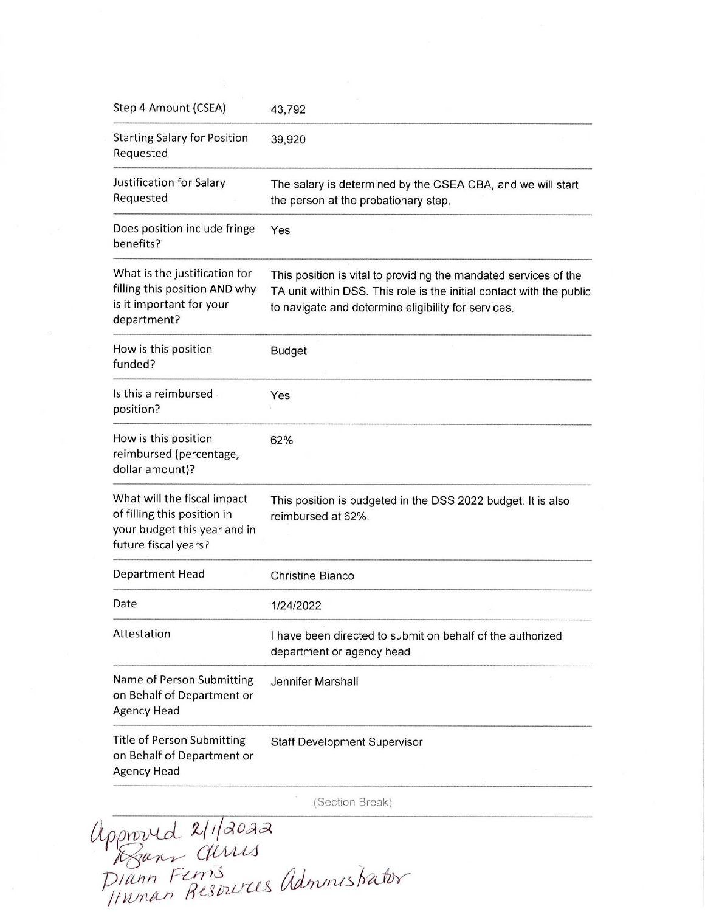| | |
|---|---|
| Step 4 Amount (CSEA) | 43,792 |
| Starting Salary for Position Requested | 39,920 |
| Justification for Salary Requested | The salary is determined by the CSEA CBA, and we will start the person at the probationary step. |
| Does position include fringe benefits? | Yes |
| What is the justification for filling this position AND why is it important for your department? | This position is vital to providing the mandated services of the TA unit within DSS. This role is the initial contact with the public to navigate and determine eligibility for services. |
| How is this position funded? | Budget |
| Is this a reimbursed position? | Yes |
| How is this position reimbursed (percentage, dollar amount)? | 62% |
| What will the fiscal impact of filling this position in your budget this year and in future fiscal years? | This position is budgeted in the DSS 2022 budget. It is also reimbursed at 62%. |
| Department Head | Christine Bianco |
| Date | 1/24/2022 |
| Attestation | I have been directed to submit on behalf of the authorized department or agency head |
| Name of Person Submitting on Behalf of Department or Agency Head | Jennifer Marshall |
| Title of Person Submitting on Behalf of Department or Agency Head | Staff Development Supervisor |

(Section Break)

Approved 2/1/2022
Diann Ferris
Diann Ferris
Human Resources Administrator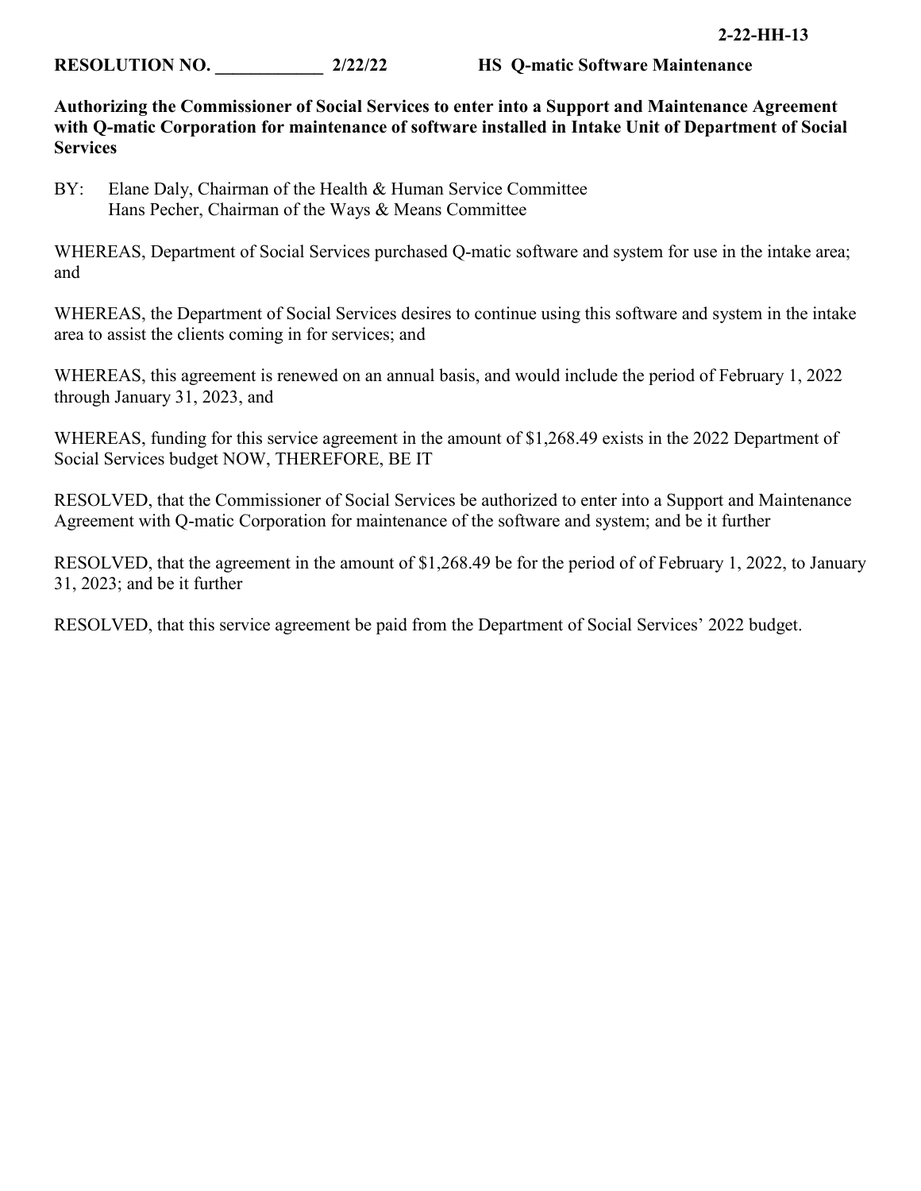**2-22-HH-13**

**RESOLUTION NO. ____________ 2/22/22 HS Q-matic Software Maintenance**

**Authorizing the Commissioner of Social Services to enter into a Support and Maintenance Agreement with Q-matic Corporation for maintenance of software installed in Intake Unit of Department of Social Services**

BY: Elane Daly, Chairman of the Health & Human Service Committee
Hans Pecher, Chairman of the Ways & Means Committee

WHEREAS, Department of Social Services purchased Q-matic software and system for use in the intake area; and

WHEREAS, the Department of Social Services desires to continue using this software and system in the intake area to assist the clients coming in for services; and

WHEREAS, this agreement is renewed on an annual basis, and would include the period of February 1, 2022 through January 31, 2023, and

WHEREAS, funding for this service agreement in the amount of $1,268.49 exists in the 2022 Department of Social Services budget NOW, THEREFORE, BE IT

RESOLVED, that the Commissioner of Social Services be authorized to enter into a Support and Maintenance Agreement with Q-matic Corporation for maintenance of the software and system; and be it further

RESOLVED, that the agreement in the amount of $1,268.49 be for the period of of February 1, 2022, to January 31, 2023; and be it further

RESOLVED, that this service agreement be paid from the Department of Social Services' 2022 budget.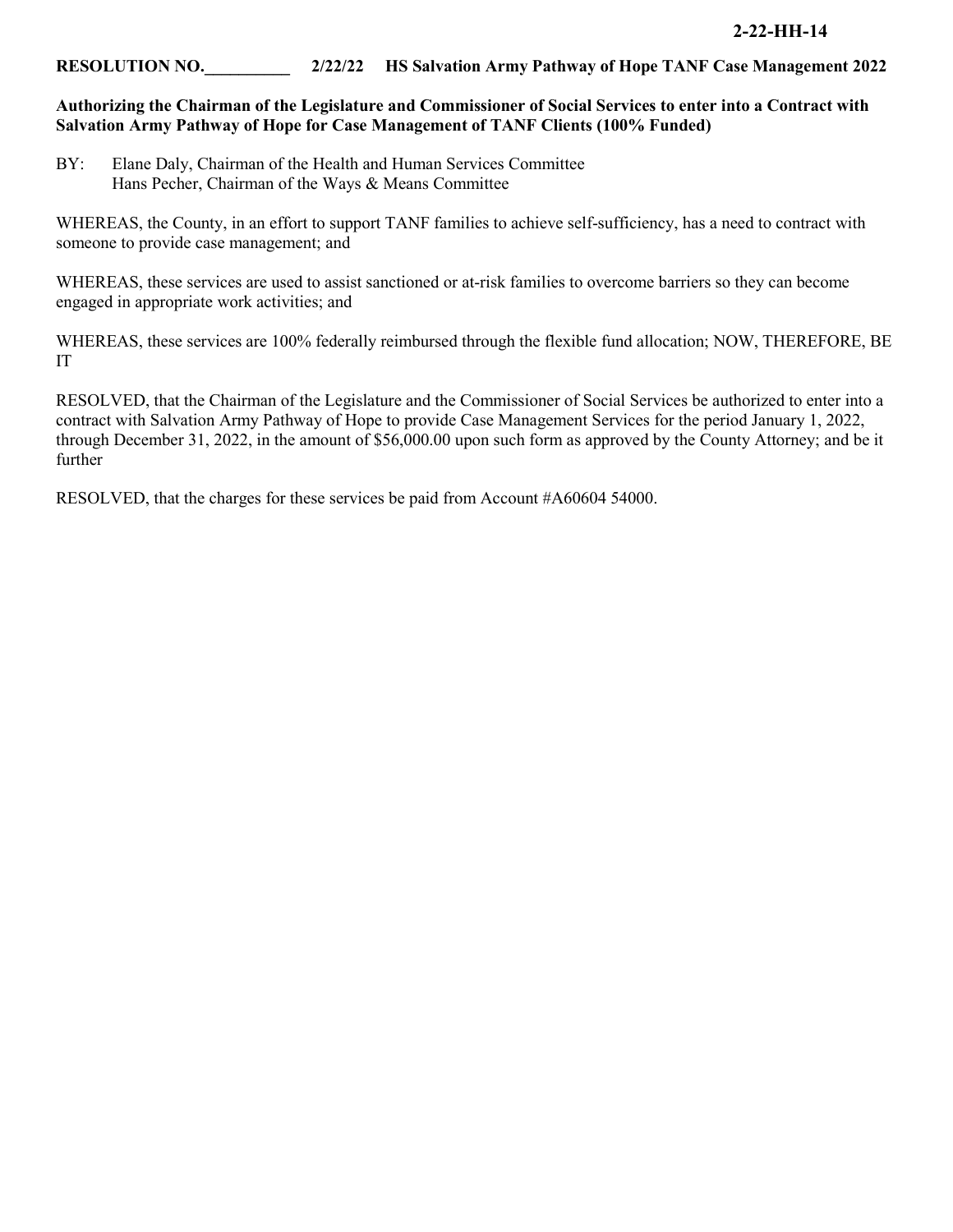**2-22-HH-14**

**RESOLUTION NO.\_\_\_\_\_\_\_\_\_\_ 2/22/22 HS Salvation Army Pathway of Hope TANF Case Management 2022**

**Authorizing the Chairman of the Legislature and Commissioner of Social Services to enter into a Contract with Salvation Army Pathway of Hope for Case Management of TANF Clients (100% Funded)**

BY: Elane Daly, Chairman of the Health and Human Services Committee
Hans Pecher, Chairman of the Ways & Means Committee

WHEREAS, the County, in an effort to support TANF families to achieve self-sufficiency, has a need to contract with someone to provide case management; and

WHEREAS, these services are used to assist sanctioned or at-risk families to overcome barriers so they can become engaged in appropriate work activities; and

WHEREAS, these services are 100% federally reimbursed through the flexible fund allocation; NOW, THEREFORE, BE IT

RESOLVED, that the Chairman of the Legislature and the Commissioner of Social Services be authorized to enter into a contract with Salvation Army Pathway of Hope to provide Case Management Services for the period January 1, 2022, through December 31, 2022, in the amount of $56,000.00 upon such form as approved by the County Attorney; and be it further

RESOLVED, that the charges for these services be paid from Account #A60604 54000.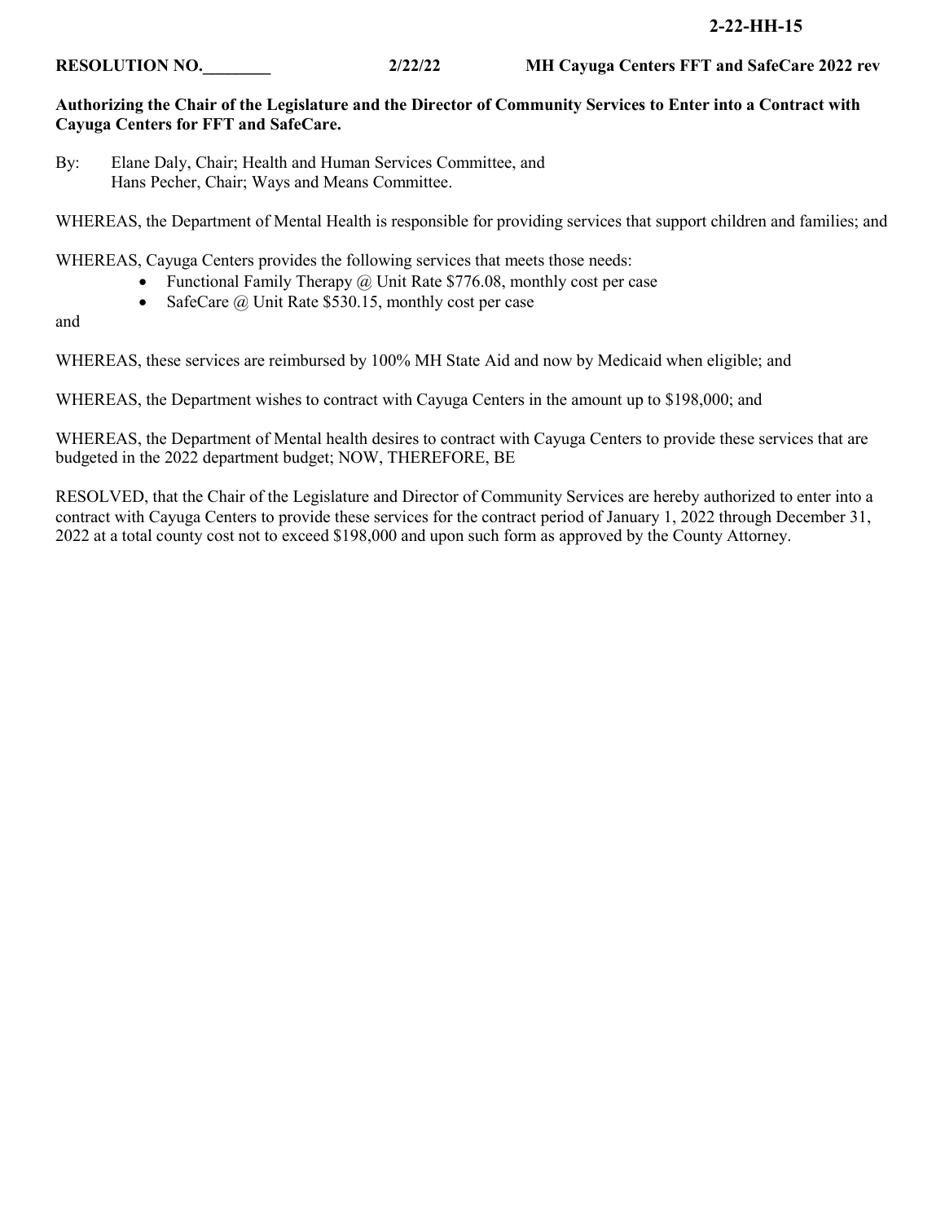**2-22-HH-15**

**RESOLUTION NO.________** **2/22/22** **MH Cayuga Centers FFT and SafeCare 2022 rev**

**Authorizing the Chair of the Legislature and the Director of Community Services to Enter into a Contract with Cayuga Centers for FFT and SafeCare.**

By: Elane Daly, Chair; Health and Human Services Committee, and
Hans Pecher, Chair; Ways and Means Committee.

WHEREAS, the Department of Mental Health is responsible for providing services that support children and families; and

WHEREAS, Cayuga Centers provides the following services that meets those needs:

- Functional Family Therapy @ Unit Rate $776.08, monthly cost per case
- SafeCare @ Unit Rate $530.15, monthly cost per case

and

WHEREAS, these services are reimbursed by 100% MH State Aid and now by Medicaid when eligible; and

WHEREAS, the Department wishes to contract with Cayuga Centers in the amount up to $198,000; and

WHEREAS, the Department of Mental health desires to contract with Cayuga Centers to provide these services that are budgeted in the 2022 department budget; NOW, THEREFORE, BE

RESOLVED, that the Chair of the Legislature and Director of Community Services are hereby authorized to enter into a contract with Cayuga Centers to provide these services for the contract period of January 1, 2022 through December 31, 2022 at a total county cost not to exceed $198,000 and upon such form as approved by the County Attorney.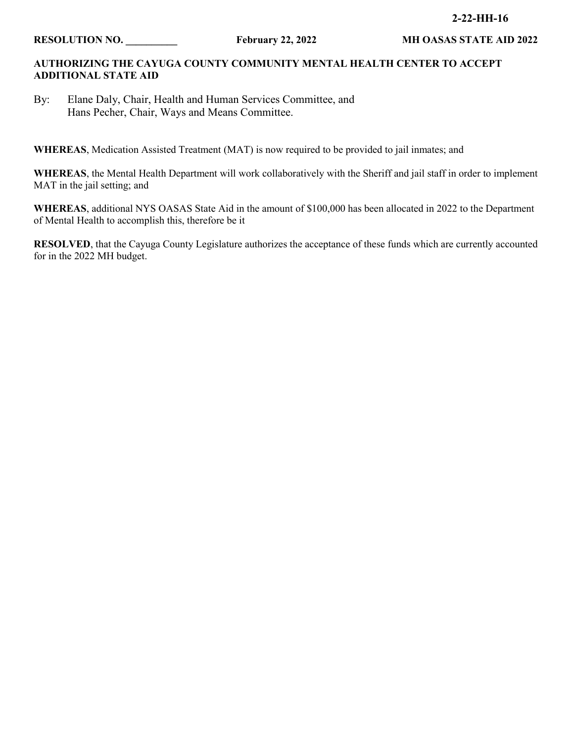**2-22-HH-16**

**RESOLUTION NO. __________** **February 22, 2022** **MH OASAS STATE AID 2022**

**AUTHORIZING THE CAYUGA COUNTY COMMUNITY MENTAL HEALTH CENTER TO ACCEPT ADDITIONAL STATE AID**

By: Elane Daly, Chair, Health and Human Services Committee, and
Hans Pecher, Chair, Ways and Means Committee.

**WHEREAS**, Medication Assisted Treatment (MAT) is now required to be provided to jail inmates; and

**WHEREAS**, the Mental Health Department will work collaboratively with the Sheriff and jail staff in order to implement MAT in the jail setting; and

**WHEREAS**, additional NYS OASAS State Aid in the amount of $100,000 has been allocated in 2022 to the Department of Mental Health to accomplish this, therefore be it

**RESOLVED**, that the Cayuga County Legislature authorizes the acceptance of these funds which are currently accounted for in the 2022 MH budget.